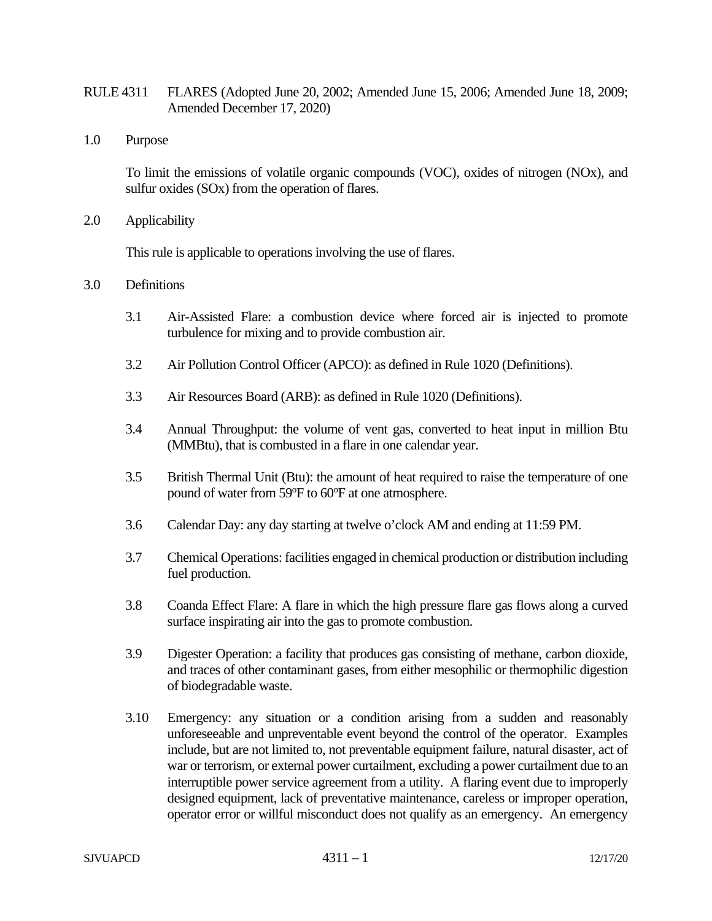# RULE 4311 FLARES (Adopted June 20, 2002; Amended June 15, 2006; Amended June 18, 2009; Amended December 17, 2020)

## 1.0 Purpose

To limit the emissions of volatile organic compounds (VOC), oxides of nitrogen (NOx), and sulfur oxides (SOx) from the operation of flares.

## 2.0 Applicability

This rule is applicable to operations involving the use of flares.

## 3.0 Definitions

3.1 Air-Assisted Flare: a combustion device where forced air is injected to promote turbulence for mixing and to provide combustion air.

3.2 Air Pollution Control Officer (APCO): as defined in Rule 1020 (Definitions).

3.3 Air Resources Board (ARB): as defined in Rule 1020 (Definitions).

3.4 Annual Throughput: the volume of vent gas, converted to heat input in million Btu (MMBtu), that is combusted in a flare in one calendar year.

3.5 British Thermal Unit (Btu): the amount of heat required to raise the temperature of one pound of water from 59°F to 60°F at one atmosphere.

3.6 Calendar Day: any day starting at twelve o'clock AM and ending at 11:59 PM.

3.7 Chemical Operations: facilities engaged in chemical production or distribution including fuel production.

3.8 Coanda Effect Flare: A flare in which the high pressure flare gas flows along a curved surface inspirating air into the gas to promote combustion.

3.9 Digester Operation: a facility that produces gas consisting of methane, carbon dioxide, and traces of other contaminant gases, from either mesophilic or thermophilic digestion of biodegradable waste.

3.10 Emergency: any situation or a condition arising from a sudden and reasonably unforeseeable and unpreventable event beyond the control of the operator. Examples include, but are not limited to, not preventable equipment failure, natural disaster, act of war or terrorism, or external power curtailment, excluding a power curtailment due to an interruptible power service agreement from a utility. A flaring event due to improperly designed equipment, lack of preventative maintenance, careless or improper operation, operator error or willful misconduct does not qualify as an emergency. An emergency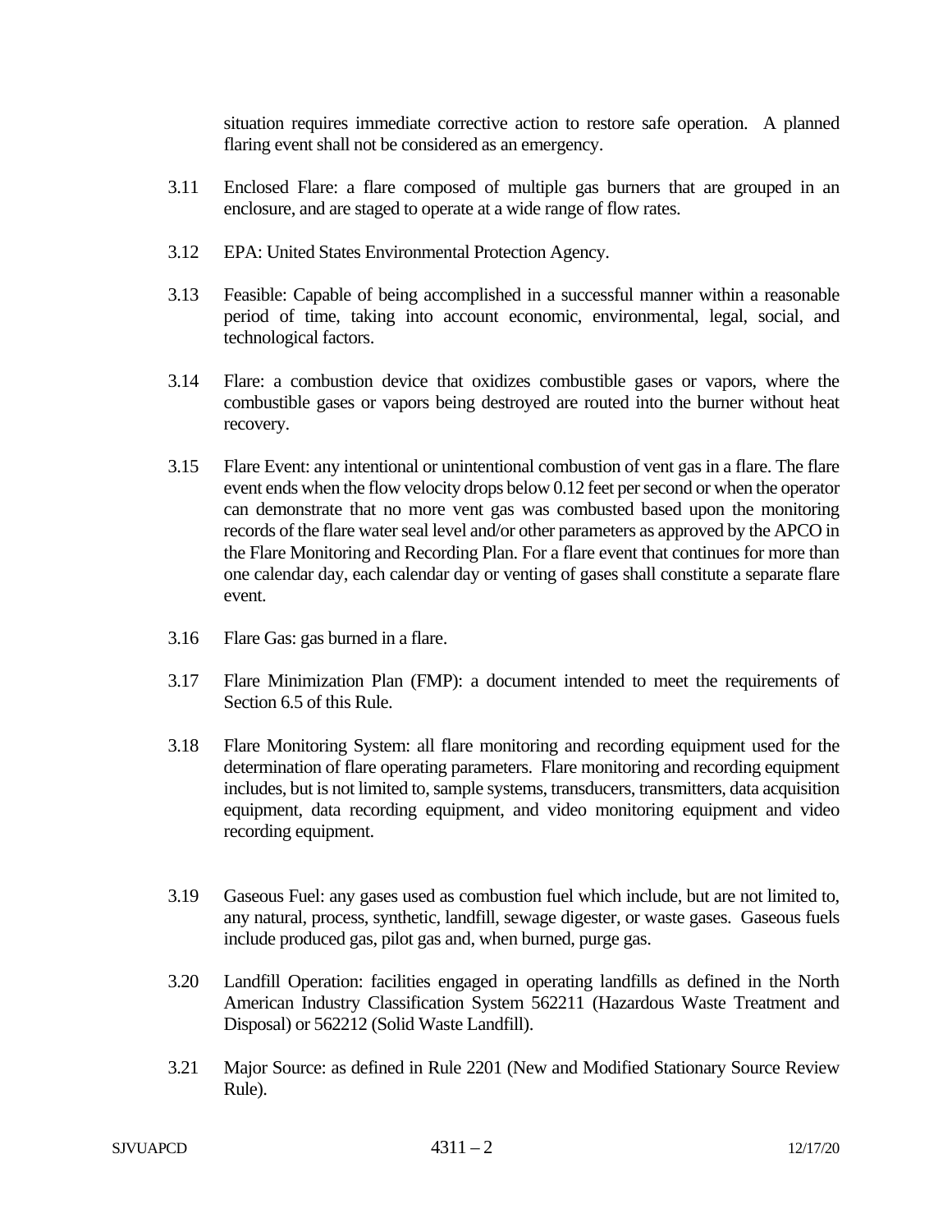situation requires immediate corrective action to restore safe operation. A planned flaring event shall not be considered as an emergency.

3.11 Enclosed Flare: a flare composed of multiple gas burners that are grouped in an enclosure, and are staged to operate at a wide range of flow rates.

3.12 EPA: United States Environmental Protection Agency.

3.13 Feasible: Capable of being accomplished in a successful manner within a reasonable period of time, taking into account economic, environmental, legal, social, and technological factors.

3.14 Flare: a combustion device that oxidizes combustible gases or vapors, where the combustible gases or vapors being destroyed are routed into the burner without heat recovery.

3.15 Flare Event: any intentional or unintentional combustion of vent gas in a flare. The flare event ends when the flow velocity drops below 0.12 feet per second or when the operator can demonstrate that no more vent gas was combusted based upon the monitoring records of the flare water seal level and/or other parameters as approved by the APCO in the Flare Monitoring and Recording Plan. For a flare event that continues for more than one calendar day, each calendar day or venting of gases shall constitute a separate flare event.

3.16 Flare Gas: gas burned in a flare.

3.17 Flare Minimization Plan (FMP): a document intended to meet the requirements of Section 6.5 of this Rule.

3.18 Flare Monitoring System: all flare monitoring and recording equipment used for the determination of flare operating parameters. Flare monitoring and recording equipment includes, but is not limited to, sample systems, transducers, transmitters, data acquisition equipment, data recording equipment, and video monitoring equipment and video recording equipment.

3.19 Gaseous Fuel: any gases used as combustion fuel which include, but are not limited to, any natural, process, synthetic, landfill, sewage digester, or waste gases. Gaseous fuels include produced gas, pilot gas and, when burned, purge gas.

3.20 Landfill Operation: facilities engaged in operating landfills as defined in the North American Industry Classification System 562211 (Hazardous Waste Treatment and Disposal) or 562212 (Solid Waste Landfill).

3.21 Major Source: as defined in Rule 2201 (New and Modified Stationary Source Review Rule).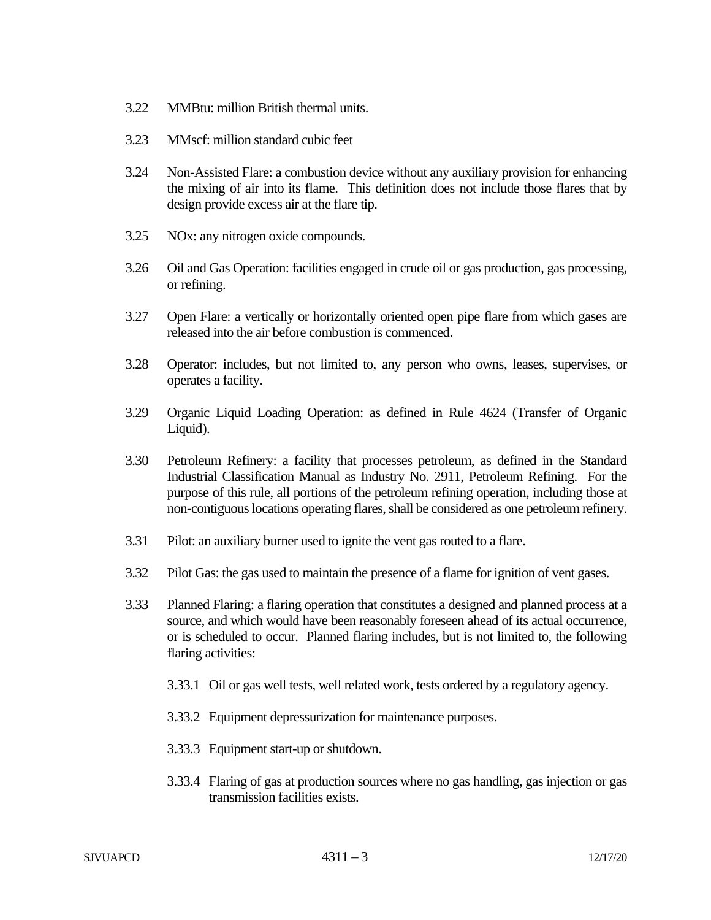3.22 MMBtu: million British thermal units.

3.23 MMscf: million standard cubic feet

3.24 Non-Assisted Flare: a combustion device without any auxiliary provision for enhancing the mixing of air into its flame. This definition does not include those flares that by design provide excess air at the flare tip.

3.25 NOx: any nitrogen oxide compounds.

3.26 Oil and Gas Operation: facilities engaged in crude oil or gas production, gas processing, or refining.

3.27 Open Flare: a vertically or horizontally oriented open pipe flare from which gases are released into the air before combustion is commenced.

3.28 Operator: includes, but not limited to, any person who owns, leases, supervises, or operates a facility.

3.29 Organic Liquid Loading Operation: as defined in Rule 4624 (Transfer of Organic Liquid).

3.30 Petroleum Refinery: a facility that processes petroleum, as defined in the Standard Industrial Classification Manual as Industry No. 2911, Petroleum Refining. For the purpose of this rule, all portions of the petroleum refining operation, including those at non-contiguous locations operating flares, shall be considered as one petroleum refinery.

3.31 Pilot: an auxiliary burner used to ignite the vent gas routed to a flare.

3.32 Pilot Gas: the gas used to maintain the presence of a flame for ignition of vent gases.

3.33 Planned Flaring: a flaring operation that constitutes a designed and planned process at a source, and which would have been reasonably foreseen ahead of its actual occurrence, or is scheduled to occur. Planned flaring includes, but is not limited to, the following flaring activities:

3.33.1 Oil or gas well tests, well related work, tests ordered by a regulatory agency.

3.33.2 Equipment depressurization for maintenance purposes.

3.33.3 Equipment start-up or shutdown.

3.33.4 Flaring of gas at production sources where no gas handling, gas injection or gas transmission facilities exists.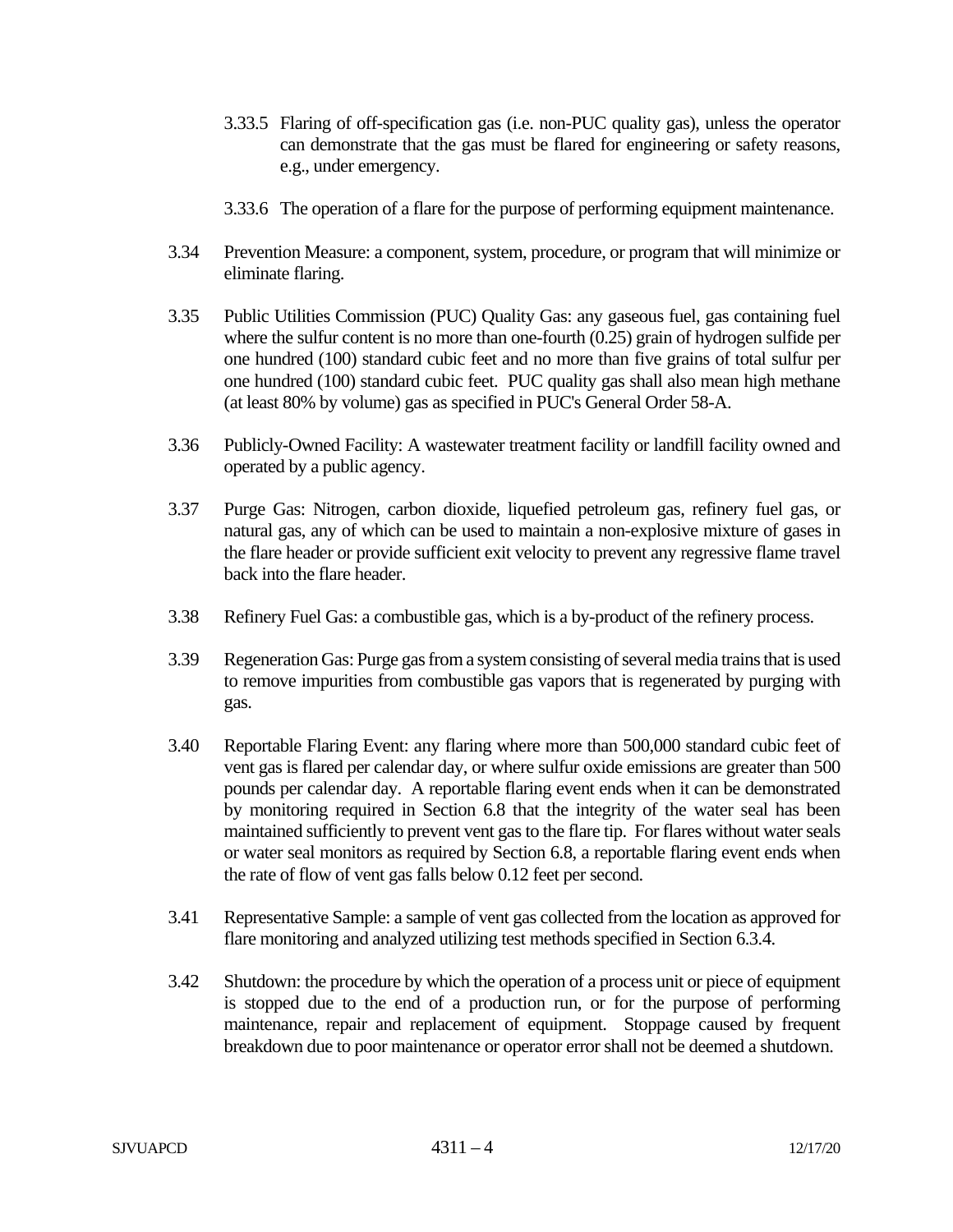3.33.5 Flaring of off-specification gas (i.e. non-PUC quality gas), unless the operator can demonstrate that the gas must be flared for engineering or safety reasons, e.g., under emergency.

3.33.6 The operation of a flare for the purpose of performing equipment maintenance.

3.34 Prevention Measure: a component, system, procedure, or program that will minimize or eliminate flaring.

3.35 Public Utilities Commission (PUC) Quality Gas: any gaseous fuel, gas containing fuel where the sulfur content is no more than one-fourth (0.25) grain of hydrogen sulfide per one hundred (100) standard cubic feet and no more than five grains of total sulfur per one hundred (100) standard cubic feet. PUC quality gas shall also mean high methane (at least 80% by volume) gas as specified in PUC's General Order 58-A.

3.36 Publicly-Owned Facility: A wastewater treatment facility or landfill facility owned and operated by a public agency.

3.37 Purge Gas: Nitrogen, carbon dioxide, liquefied petroleum gas, refinery fuel gas, or natural gas, any of which can be used to maintain a non-explosive mixture of gases in the flare header or provide sufficient exit velocity to prevent any regressive flame travel back into the flare header.

3.38 Refinery Fuel Gas: a combustible gas, which is a by-product of the refinery process.

3.39 Regeneration Gas: Purge gas from a system consisting of several media trains that is used to remove impurities from combustible gas vapors that is regenerated by purging with gas.

3.40 Reportable Flaring Event: any flaring where more than 500,000 standard cubic feet of vent gas is flared per calendar day, or where sulfur oxide emissions are greater than 500 pounds per calendar day. A reportable flaring event ends when it can be demonstrated by monitoring required in Section 6.8 that the integrity of the water seal has been maintained sufficiently to prevent vent gas to the flare tip. For flares without water seals or water seal monitors as required by Section 6.8, a reportable flaring event ends when the rate of flow of vent gas falls below 0.12 feet per second.

3.41 Representative Sample: a sample of vent gas collected from the location as approved for flare monitoring and analyzed utilizing test methods specified in Section 6.3.4.

3.42 Shutdown: the procedure by which the operation of a process unit or piece of equipment is stopped due to the end of a production run, or for the purpose of performing maintenance, repair and replacement of equipment. Stoppage caused by frequent breakdown due to poor maintenance or operator error shall not be deemed a shutdown.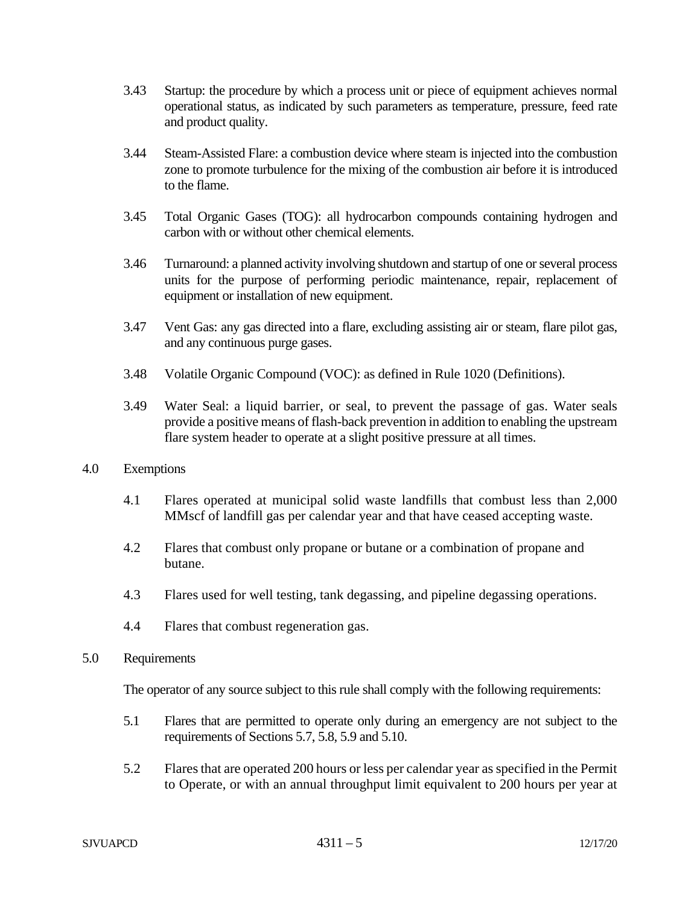3.43 Startup: the procedure by which a process unit or piece of equipment achieves normal operational status, as indicated by such parameters as temperature, pressure, feed rate and product quality.

3.44 Steam-Assisted Flare: a combustion device where steam is injected into the combustion zone to promote turbulence for the mixing of the combustion air before it is introduced to the flame.

3.45 Total Organic Gases (TOG): all hydrocarbon compounds containing hydrogen and carbon with or without other chemical elements.

3.46 Turnaround: a planned activity involving shutdown and startup of one or several process units for the purpose of performing periodic maintenance, repair, replacement of equipment or installation of new equipment.

3.47 Vent Gas: any gas directed into a flare, excluding assisting air or steam, flare pilot gas, and any continuous purge gases.

3.48 Volatile Organic Compound (VOC): as defined in Rule 1020 (Definitions).

3.49 Water Seal: a liquid barrier, or seal, to prevent the passage of gas. Water seals provide a positive means of flash-back prevention in addition to enabling the upstream flare system header to operate at a slight positive pressure at all times.

## 4.0 Exemptions

4.1 Flares operated at municipal solid waste landfills that combust less than 2,000 MMscf of landfill gas per calendar year and that have ceased accepting waste.

4.2 Flares that combust only propane or butane or a combination of propane and butane.

4.3 Flares used for well testing, tank degassing, and pipeline degassing operations.

4.4 Flares that combust regeneration gas.

## 5.0 Requirements

The operator of any source subject to this rule shall comply with the following requirements:

5.1 Flares that are permitted to operate only during an emergency are not subject to the requirements of Sections 5.7, 5.8, 5.9 and 5.10.

5.2 Flares that are operated 200 hours or less per calendar year as specified in the Permit to Operate, or with an annual throughput limit equivalent to 200 hours per year at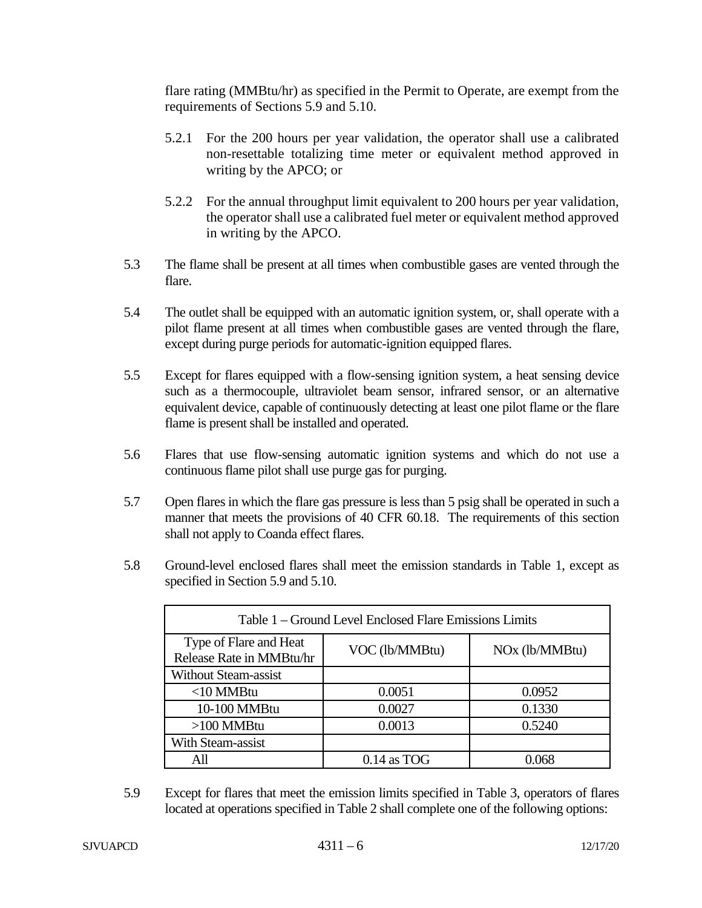flare rating (MMBtu/hr) as specified in the Permit to Operate, are exempt from the requirements of Sections 5.9 and 5.10.

5.2.1 For the 200 hours per year validation, the operator shall use a calibrated non-resettable totalizing time meter or equivalent method approved in writing by the APCO; or

5.2.2 For the annual throughput limit equivalent to 200 hours per year validation, the operator shall use a calibrated fuel meter or equivalent method approved in writing by the APCO.

5.3 The flame shall be present at all times when combustible gases are vented through the flare.

5.4 The outlet shall be equipped with an automatic ignition system, or, shall operate with a pilot flame present at all times when combustible gases are vented through the flare, except during purge periods for automatic-ignition equipped flares.

5.5 Except for flares equipped with a flow-sensing ignition system, a heat sensing device such as a thermocouple, ultraviolet beam sensor, infrared sensor, or an alternative equivalent device, capable of continuously detecting at least one pilot flame or the flare flame is present shall be installed and operated.

5.6 Flares that use flow-sensing automatic ignition systems and which do not use a continuous flame pilot shall use purge gas for purging.

5.7 Open flares in which the flare gas pressure is less than 5 psig shall be operated in such a manner that meets the provisions of 40 CFR 60.18. The requirements of this section shall not apply to Coanda effect flares.

5.8 Ground-level enclosed flares shall meet the emission standards in Table 1, except as specified in Section 5.9 and 5.10.

| Table 1 – Ground Level Enclosed Flare Emissions Limits | | |
|---|---|---|
| Type of Flare and Heat Release Rate in MMBtu/hr | VOC (lb/MMBtu) | NOx (lb/MMBtu) |
| Without Steam-assist | | |
| <10 MMBtu | 0.0051 | 0.0952 |
| 10-100 MMBtu | 0.0027 | 0.1330 |
| >100 MMBtu | 0.0013 | 0.5240 |
| With Steam-assist | | |
| All | 0.14 as TOG | 0.068 |

5.9 Except for flares that meet the emission limits specified in Table 3, operators of flares located at operations specified in Table 2 shall complete one of the following options: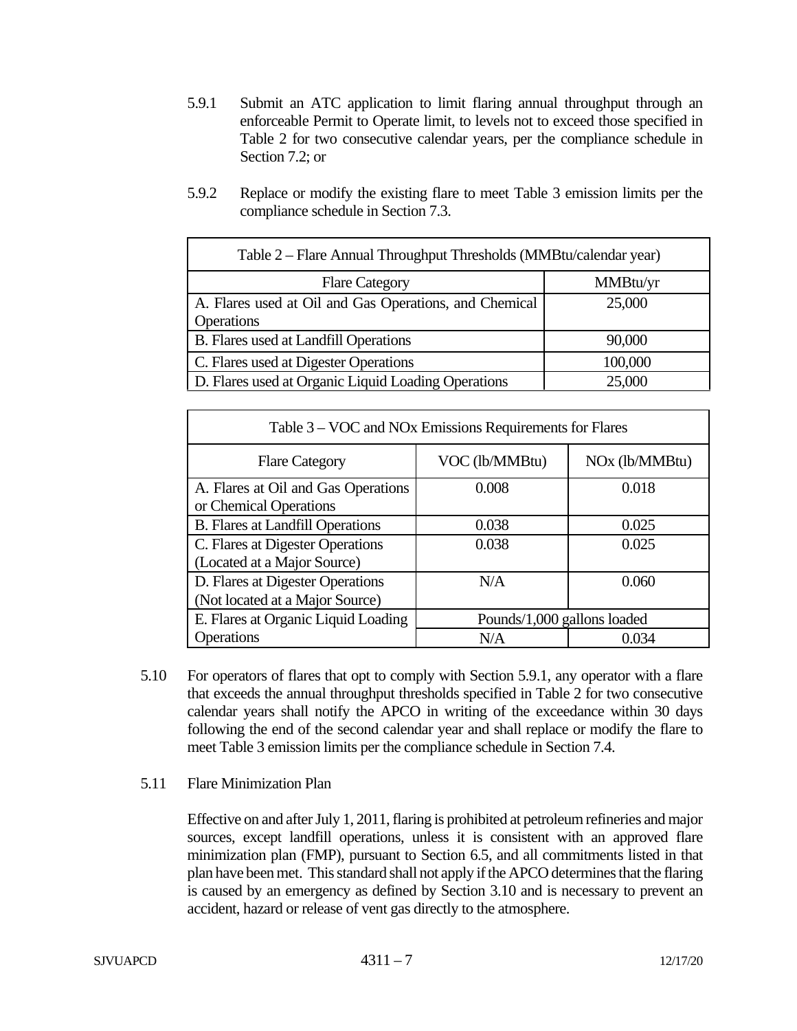5.9.1 Submit an ATC application to limit flaring annual throughput through an enforceable Permit to Operate limit, to levels not to exceed those specified in Table 2 for two consecutive calendar years, per the compliance schedule in Section 7.2; or

5.9.2 Replace or modify the existing flare to meet Table 3 emission limits per the compliance schedule in Section 7.3.

| Table 2 – Flare Annual Throughput Thresholds (MMBtu/calendar year) | |
|---|---|
| Flare Category | MMBtu/yr |
| A. Flares used at Oil and Gas Operations, and Chemical Operations | 25,000 |
| B. Flares used at Landfill Operations | 90,000 |
| C. Flares used at Digester Operations | 100,000 |
| D. Flares used at Organic Liquid Loading Operations | 25,000 |

| Table 3 – VOC and NOx Emissions Requirements for Flares | | |
|---|---|---|
| Flare Category | VOC (lb/MMBtu) | NOx (lb/MMBtu) |
| A. Flares at Oil and Gas Operations or Chemical Operations | 0.008 | 0.018 |
| B. Flares at Landfill Operations | 0.038 | 0.025 |
| C. Flares at Digester Operations (Located at a Major Source) | 0.038 | 0.025 |
| D. Flares at Digester Operations (Not located at a Major Source) | N/A | 0.060 |
| E. Flares at Organic Liquid Loading Operations | Pounds/1,000 gallons loaded | |
| | N/A | 0.034 |

5.10 For operators of flares that opt to comply with Section 5.9.1, any operator with a flare that exceeds the annual throughput thresholds specified in Table 2 for two consecutive calendar years shall notify the APCO in writing of the exceedance within 30 days following the end of the second calendar year and shall replace or modify the flare to meet Table 3 emission limits per the compliance schedule in Section 7.4.

5.11 Flare Minimization Plan

Effective on and after July 1, 2011, flaring is prohibited at petroleum refineries and major sources, except landfill operations, unless it is consistent with an approved flare minimization plan (FMP), pursuant to Section 6.5, and all commitments listed in that plan have been met. This standard shall not apply if the APCO determines that the flaring is caused by an emergency as defined by Section 3.10 and is necessary to prevent an accident, hazard or release of vent gas directly to the atmosphere.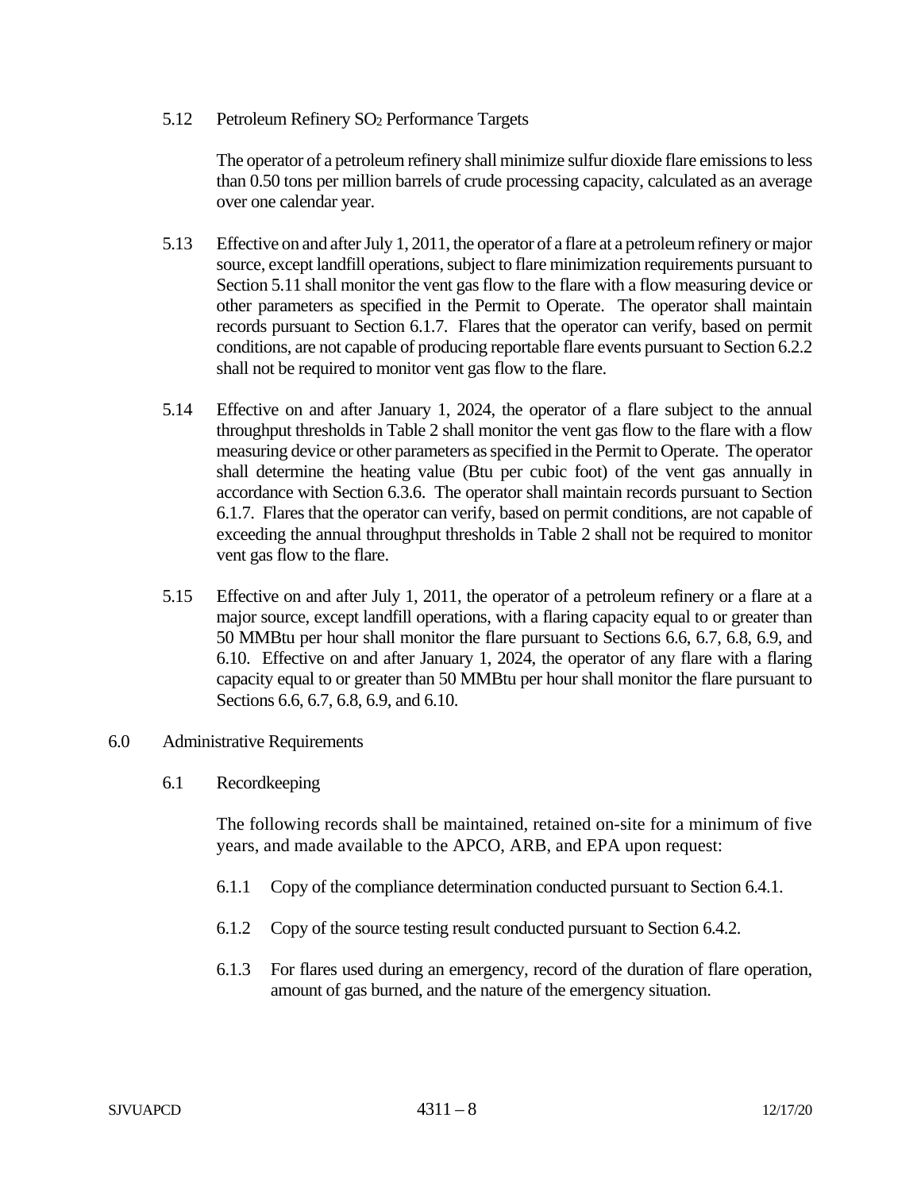5.12 Petroleum Refinery $SO_2$ Performance Targets

The operator of a petroleum refinery shall minimize sulfur dioxide flare emissions to less than 0.50 tons per million barrels of crude processing capacity, calculated as an average over one calendar year.

5.13 Effective on and after July 1, 2011, the operator of a flare at a petroleum refinery or major source, except landfill operations, subject to flare minimization requirements pursuant to Section 5.11 shall monitor the vent gas flow to the flare with a flow measuring device or other parameters as specified in the Permit to Operate. The operator shall maintain records pursuant to Section 6.1.7. Flares that the operator can verify, based on permit conditions, are not capable of producing reportable flare events pursuant to Section 6.2.2 shall not be required to monitor vent gas flow to the flare.

5.14 Effective on and after January 1, 2024, the operator of a flare subject to the annual throughput thresholds in Table 2 shall monitor the vent gas flow to the flare with a flow measuring device or other parameters as specified in the Permit to Operate. The operator shall determine the heating value (Btu per cubic foot) of the vent gas annually in accordance with Section 6.3.6. The operator shall maintain records pursuant to Section 6.1.7. Flares that the operator can verify, based on permit conditions, are not capable of exceeding the annual throughput thresholds in Table 2 shall not be required to monitor vent gas flow to the flare.

5.15 Effective on and after July 1, 2011, the operator of a petroleum refinery or a flare at a major source, except landfill operations, with a flaring capacity equal to or greater than 50 MMBtu per hour shall monitor the flare pursuant to Sections 6.6, 6.7, 6.8, 6.9, and 6.10. Effective on and after January 1, 2024, the operator of any flare with a flaring capacity equal to or greater than 50 MMBtu per hour shall monitor the flare pursuant to Sections 6.6, 6.7, 6.8, 6.9, and 6.10.

## 6.0 Administrative Requirements

### 6.1 Recordkeeping

The following records shall be maintained, retained on-site for a minimum of five years, and made available to the APCO, ARB, and EPA upon request:

6.1.1 Copy of the compliance determination conducted pursuant to Section 6.4.1.

6.1.2 Copy of the source testing result conducted pursuant to Section 6.4.2.

6.1.3 For flares used during an emergency, record of the duration of flare operation, amount of gas burned, and the nature of the emergency situation.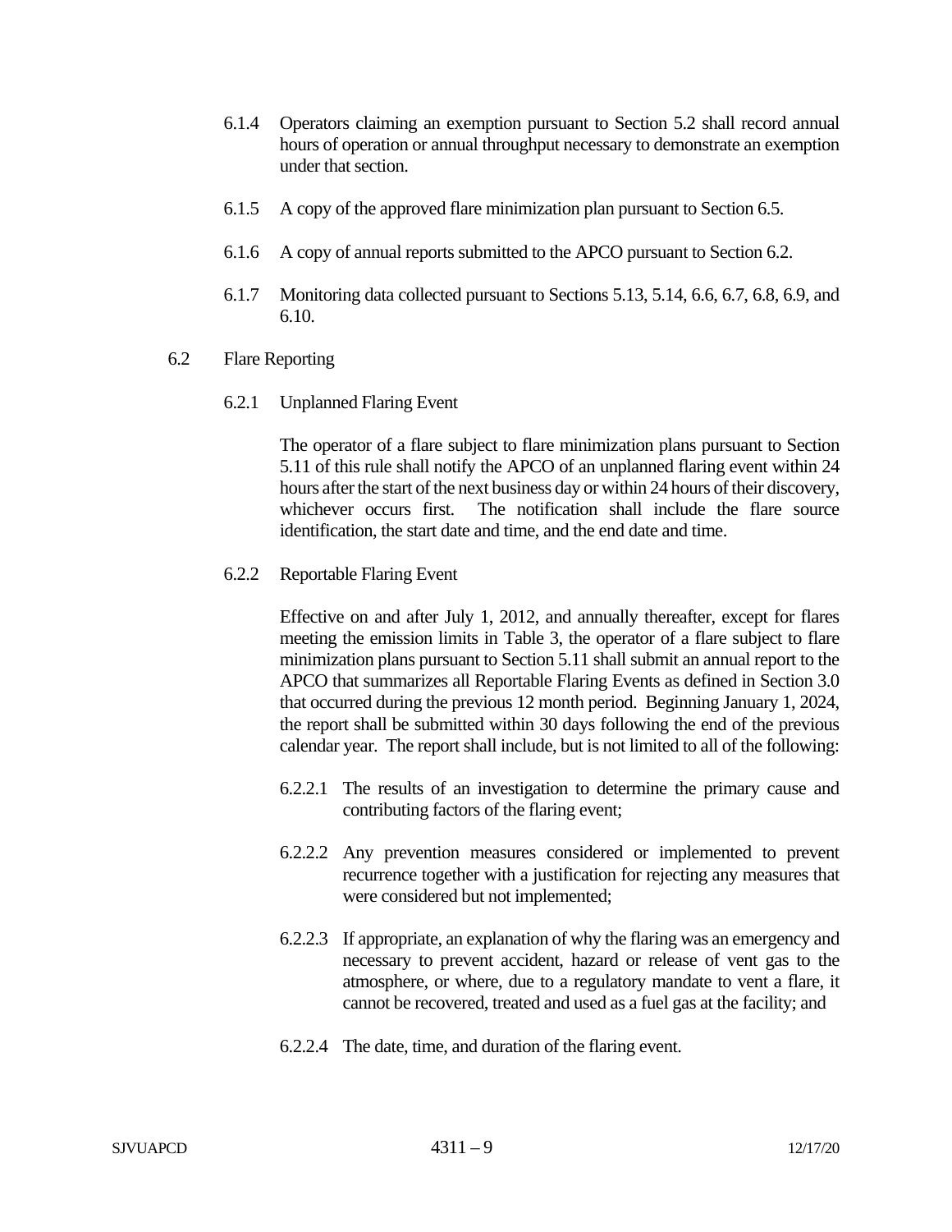6.1.4 Operators claiming an exemption pursuant to Section 5.2 shall record annual hours of operation or annual throughput necessary to demonstrate an exemption under that section.

6.1.5 A copy of the approved flare minimization plan pursuant to Section 6.5.

6.1.6 A copy of annual reports submitted to the APCO pursuant to Section 6.2.

6.1.7 Monitoring data collected pursuant to Sections 5.13, 5.14, 6.6, 6.7, 6.8, 6.9, and 6.10.

6.2 Flare Reporting

6.2.1 Unplanned Flaring Event

The operator of a flare subject to flare minimization plans pursuant to Section 5.11 of this rule shall notify the APCO of an unplanned flaring event within 24 hours after the start of the next business day or within 24 hours of their discovery, whichever occurs first. The notification shall include the flare source identification, the start date and time, and the end date and time.

6.2.2 Reportable Flaring Event

Effective on and after July 1, 2012, and annually thereafter, except for flares meeting the emission limits in Table 3, the operator of a flare subject to flare minimization plans pursuant to Section 5.11 shall submit an annual report to the APCO that summarizes all Reportable Flaring Events as defined in Section 3.0 that occurred during the previous 12 month period. Beginning January 1, 2024, the report shall be submitted within 30 days following the end of the previous calendar year. The report shall include, but is not limited to all of the following:

6.2.2.1 The results of an investigation to determine the primary cause and contributing factors of the flaring event;

6.2.2.2 Any prevention measures considered or implemented to prevent recurrence together with a justification for rejecting any measures that were considered but not implemented;

6.2.2.3 If appropriate, an explanation of why the flaring was an emergency and necessary to prevent accident, hazard or release of vent gas to the atmosphere, or where, due to a regulatory mandate to vent a flare, it cannot be recovered, treated and used as a fuel gas at the facility; and

6.2.2.4 The date, time, and duration of the flaring event.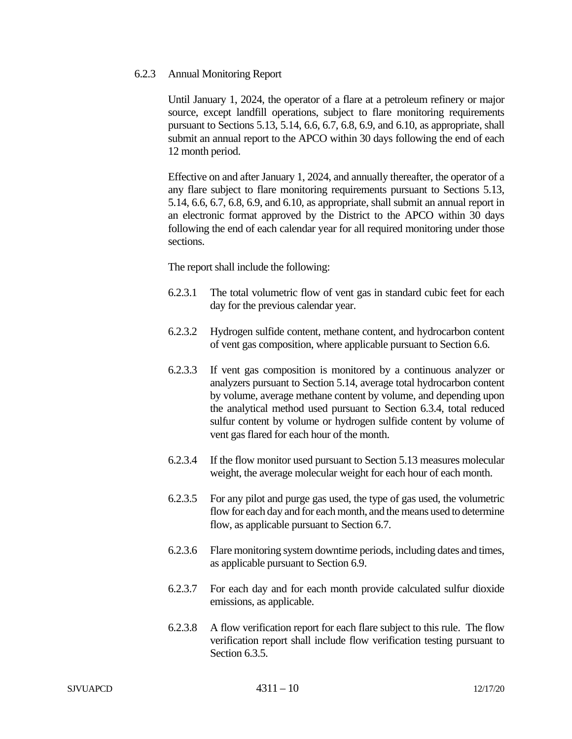6.2.3 Annual Monitoring Report

Until January 1, 2024, the operator of a flare at a petroleum refinery or major source, except landfill operations, subject to flare monitoring requirements pursuant to Sections 5.13, 5.14, 6.6, 6.7, 6.8, 6.9, and 6.10, as appropriate, shall submit an annual report to the APCO within 30 days following the end of each 12 month period.

Effective on and after January 1, 2024, and annually thereafter, the operator of a any flare subject to flare monitoring requirements pursuant to Sections 5.13, 5.14, 6.6, 6.7, 6.8, 6.9, and 6.10, as appropriate, shall submit an annual report in an electronic format approved by the District to the APCO within 30 days following the end of each calendar year for all required monitoring under those sections.

The report shall include the following:

6.2.3.1 The total volumetric flow of vent gas in standard cubic feet for each day for the previous calendar year.

6.2.3.2 Hydrogen sulfide content, methane content, and hydrocarbon content of vent gas composition, where applicable pursuant to Section 6.6.

6.2.3.3 If vent gas composition is monitored by a continuous analyzer or analyzers pursuant to Section 5.14, average total hydrocarbon content by volume, average methane content by volume, and depending upon the analytical method used pursuant to Section 6.3.4, total reduced sulfur content by volume or hydrogen sulfide content by volume of vent gas flared for each hour of the month.

6.2.3.4 If the flow monitor used pursuant to Section 5.13 measures molecular weight, the average molecular weight for each hour of each month.

6.2.3.5 For any pilot and purge gas used, the type of gas used, the volumetric flow for each day and for each month, and the means used to determine flow, as applicable pursuant to Section 6.7.

6.2.3.6 Flare monitoring system downtime periods, including dates and times, as applicable pursuant to Section 6.9.

6.2.3.7 For each day and for each month provide calculated sulfur dioxide emissions, as applicable.

6.2.3.8 A flow verification report for each flare subject to this rule. The flow verification report shall include flow verification testing pursuant to Section 6.3.5.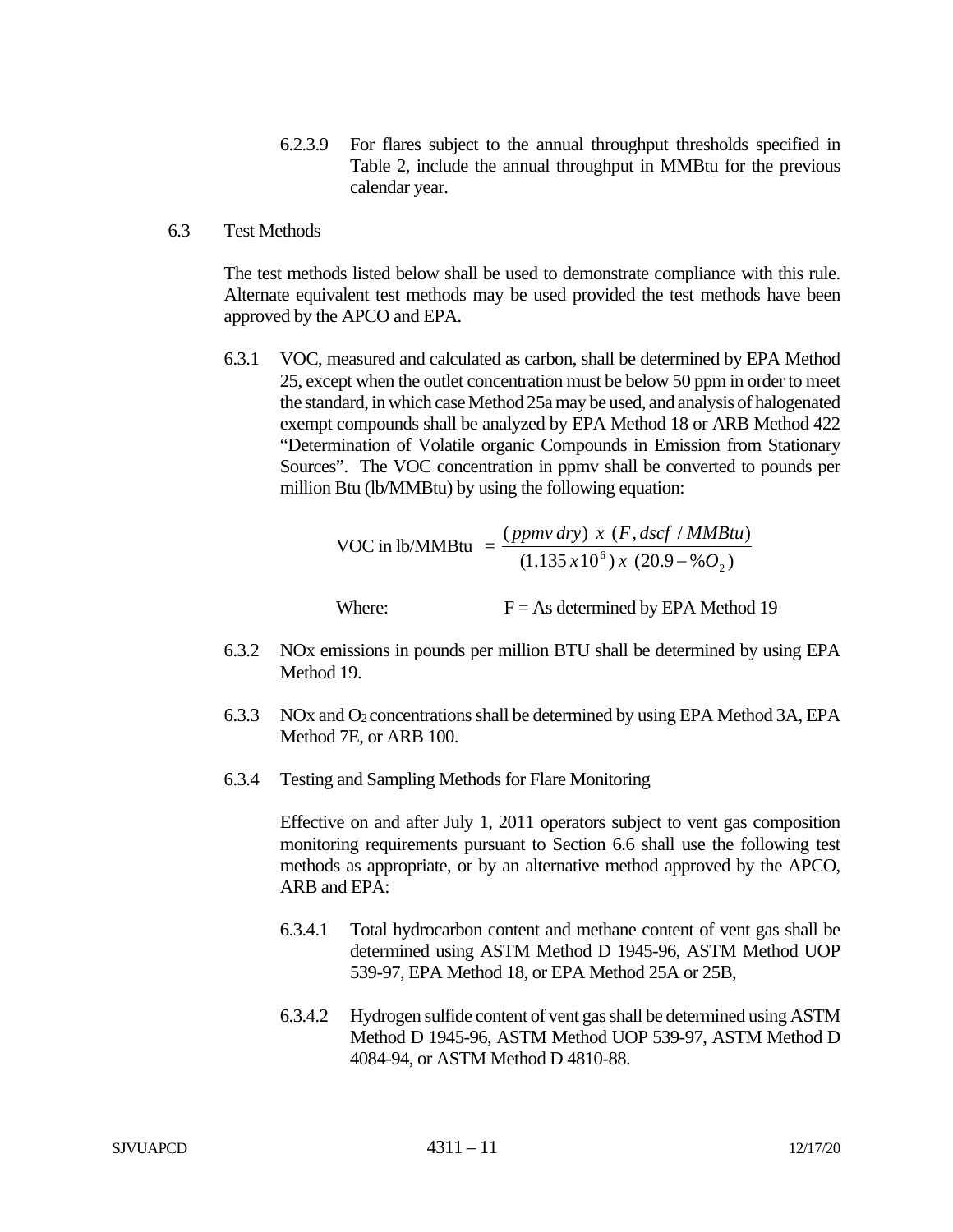6.2.3.9 For flares subject to the annual throughput thresholds specified in Table 2, include the annual throughput in MMBtu for the previous calendar year.

6.3 Test Methods

The test methods listed below shall be used to demonstrate compliance with this rule. Alternate equivalent test methods may be used provided the test methods have been approved by the APCO and EPA.

6.3.1 VOC, measured and calculated as carbon, shall be determined by EPA Method 25, except when the outlet concentration must be below 50 ppm in order to meet the standard, in which case Method 25a may be used, and analysis of halogenated exempt compounds shall be analyzed by EPA Method 18 or ARB Method 422 "Determination of Volatile organic Compounds in Emission from Stationary Sources". The VOC concentration in ppmv shall be converted to pounds per million Btu (lb/MMBtu) by using the following equation:

$$\text{VOC in lb/MMBtu} = \frac{(ppmv\ dry)\ x\ (F, dscf\ /\ MMBtu)}{(1.135\, x 10^{6})\ x\ (20.9 - \%O_{2})}$$

Where: F = As determined by EPA Method 19

6.3.2 NOx emissions in pounds per million BTU shall be determined by using EPA Method 19.

6.3.3 NOx and $O_2$ concentrations shall be determined by using EPA Method 3A, EPA Method 7E, or ARB 100.

6.3.4 Testing and Sampling Methods for Flare Monitoring

Effective on and after July 1, 2011 operators subject to vent gas composition monitoring requirements pursuant to Section 6.6 shall use the following test methods as appropriate, or by an alternative method approved by the APCO, ARB and EPA:

6.3.4.1 Total hydrocarbon content and methane content of vent gas shall be determined using ASTM Method D 1945-96, ASTM Method UOP 539-97, EPA Method 18, or EPA Method 25A or 25B,

6.3.4.2 Hydrogen sulfide content of vent gas shall be determined using ASTM Method D 1945-96, ASTM Method UOP 539-97, ASTM Method D 4084-94, or ASTM Method D 4810-88.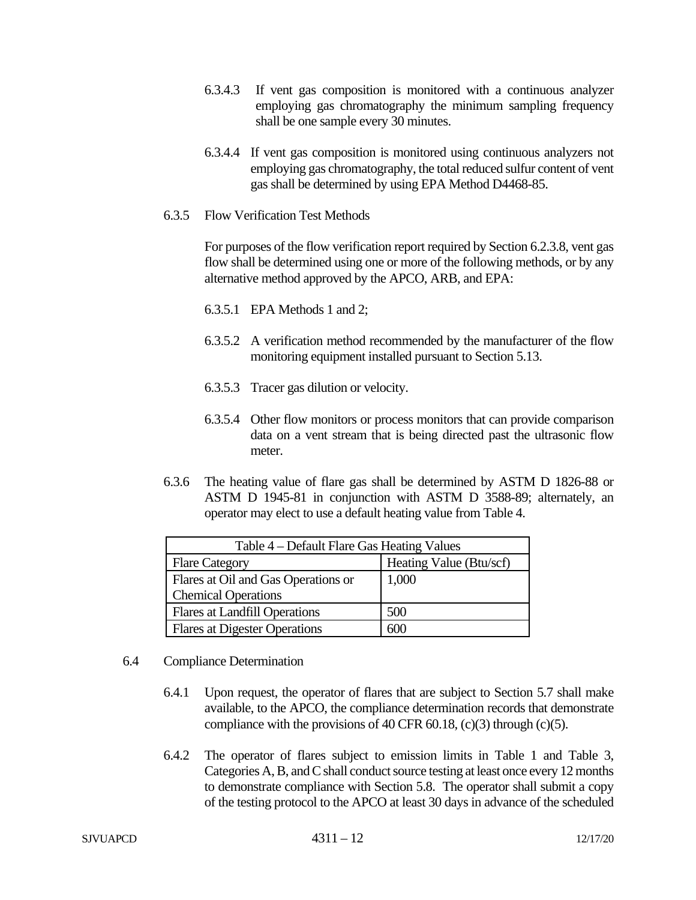6.3.4.3 If vent gas composition is monitored with a continuous analyzer employing gas chromatography the minimum sampling frequency shall be one sample every 30 minutes.

6.3.4.4 If vent gas composition is monitored using continuous analyzers not employing gas chromatography, the total reduced sulfur content of vent gas shall be determined by using EPA Method D4468-85.

6.3.5 Flow Verification Test Methods

For purposes of the flow verification report required by Section 6.2.3.8, vent gas flow shall be determined using one or more of the following methods, or by any alternative method approved by the APCO, ARB, and EPA:

6.3.5.1 EPA Methods 1 and 2;

6.3.5.2 A verification method recommended by the manufacturer of the flow monitoring equipment installed pursuant to Section 5.13.

6.3.5.3 Tracer gas dilution or velocity.

6.3.5.4 Other flow monitors or process monitors that can provide comparison data on a vent stream that is being directed past the ultrasonic flow meter.

6.3.6 The heating value of flare gas shall be determined by ASTM D 1826-88 or ASTM D 1945-81 in conjunction with ASTM D 3588-89; alternately, an operator may elect to use a default heating value from Table 4.

Table 4 – Default Flare Gas Heating Values

| Flare Category | Heating Value (Btu/scf) |
|---|---|
| Flares at Oil and Gas Operations or Chemical Operations | 1,000 |
| Flares at Landfill Operations | 500 |
| Flares at Digester Operations | 600 |

6.4 Compliance Determination

6.4.1 Upon request, the operator of flares that are subject to Section 5.7 shall make available, to the APCO, the compliance determination records that demonstrate compliance with the provisions of 40 CFR 60.18, (c)(3) through (c)(5).

6.4.2 The operator of flares subject to emission limits in Table 1 and Table 3, Categories A, B, and C shall conduct source testing at least once every 12 months to demonstrate compliance with Section 5.8. The operator shall submit a copy of the testing protocol to the APCO at least 30 days in advance of the scheduled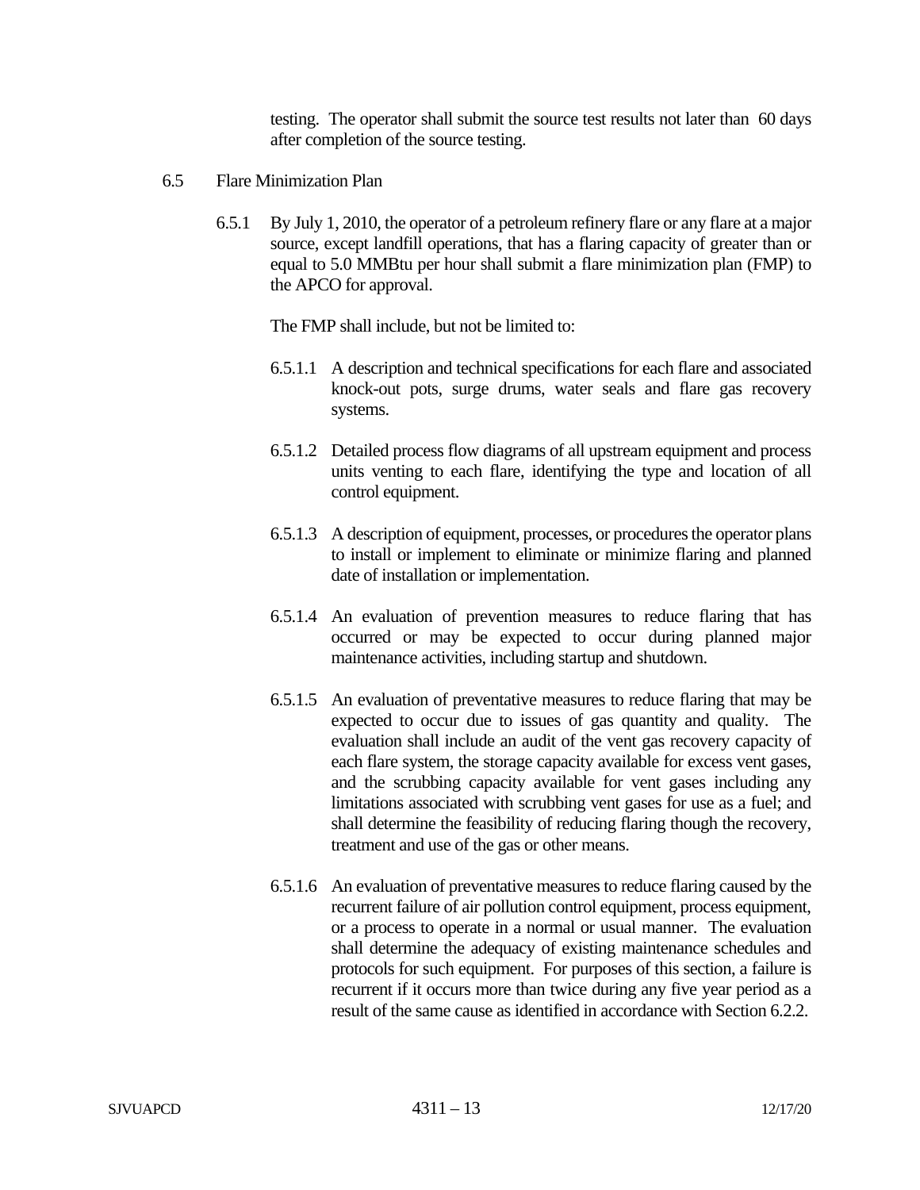testing. The operator shall submit the source test results not later than 60 days after completion of the source testing.

6.5 Flare Minimization Plan

6.5.1 By July 1, 2010, the operator of a petroleum refinery flare or any flare at a major source, except landfill operations, that has a flaring capacity of greater than or equal to 5.0 MMBtu per hour shall submit a flare minimization plan (FMP) to the APCO for approval.

The FMP shall include, but not be limited to:

6.5.1.1 A description and technical specifications for each flare and associated knock-out pots, surge drums, water seals and flare gas recovery systems.

6.5.1.2 Detailed process flow diagrams of all upstream equipment and process units venting to each flare, identifying the type and location of all control equipment.

6.5.1.3 A description of equipment, processes, or procedures the operator plans to install or implement to eliminate or minimize flaring and planned date of installation or implementation.

6.5.1.4 An evaluation of prevention measures to reduce flaring that has occurred or may be expected to occur during planned major maintenance activities, including startup and shutdown.

6.5.1.5 An evaluation of preventative measures to reduce flaring that may be expected to occur due to issues of gas quantity and quality. The evaluation shall include an audit of the vent gas recovery capacity of each flare system, the storage capacity available for excess vent gases, and the scrubbing capacity available for vent gases including any limitations associated with scrubbing vent gases for use as a fuel; and shall determine the feasibility of reducing flaring though the recovery, treatment and use of the gas or other means.

6.5.1.6 An evaluation of preventative measures to reduce flaring caused by the recurrent failure of air pollution control equipment, process equipment, or a process to operate in a normal or usual manner. The evaluation shall determine the adequacy of existing maintenance schedules and protocols for such equipment. For purposes of this section, a failure is recurrent if it occurs more than twice during any five year period as a result of the same cause as identified in accordance with Section 6.2.2.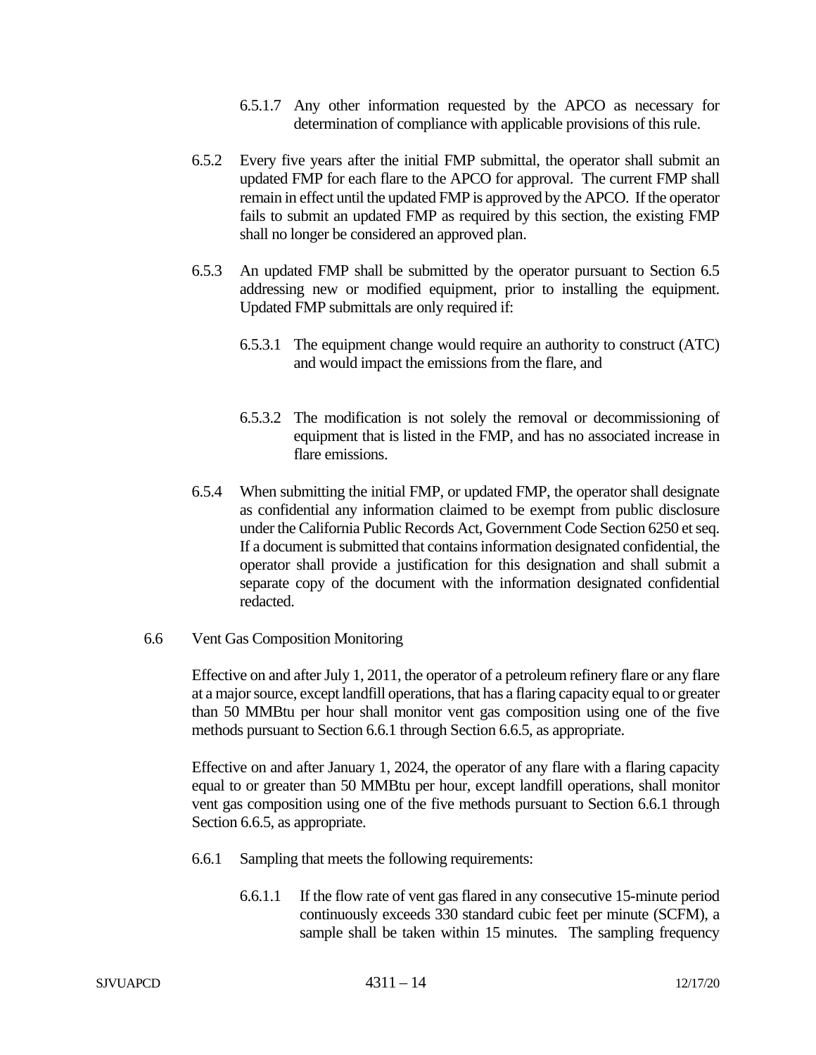6.5.1.7 Any other information requested by the APCO as necessary for determination of compliance with applicable provisions of this rule.

6.5.2 Every five years after the initial FMP submittal, the operator shall submit an updated FMP for each flare to the APCO for approval. The current FMP shall remain in effect until the updated FMP is approved by the APCO. If the operator fails to submit an updated FMP as required by this section, the existing FMP shall no longer be considered an approved plan.

6.5.3 An updated FMP shall be submitted by the operator pursuant to Section 6.5 addressing new or modified equipment, prior to installing the equipment. Updated FMP submittals are only required if:

6.5.3.1 The equipment change would require an authority to construct (ATC) and would impact the emissions from the flare, and

6.5.3.2 The modification is not solely the removal or decommissioning of equipment that is listed in the FMP, and has no associated increase in flare emissions.

6.5.4 When submitting the initial FMP, or updated FMP, the operator shall designate as confidential any information claimed to be exempt from public disclosure under the California Public Records Act, Government Code Section 6250 et seq. If a document is submitted that contains information designated confidential, the operator shall provide a justification for this designation and shall submit a separate copy of the document with the information designated confidential redacted.

6.6 Vent Gas Composition Monitoring

Effective on and after July 1, 2011, the operator of a petroleum refinery flare or any flare at a major source, except landfill operations, that has a flaring capacity equal to or greater than 50 MMBtu per hour shall monitor vent gas composition using one of the five methods pursuant to Section 6.6.1 through Section 6.6.5, as appropriate.

Effective on and after January 1, 2024, the operator of any flare with a flaring capacity equal to or greater than 50 MMBtu per hour, except landfill operations, shall monitor vent gas composition using one of the five methods pursuant to Section 6.6.1 through Section 6.6.5, as appropriate.

6.6.1 Sampling that meets the following requirements:

6.6.1.1 If the flow rate of vent gas flared in any consecutive 15-minute period continuously exceeds 330 standard cubic feet per minute (SCFM), a sample shall be taken within 15 minutes. The sampling frequency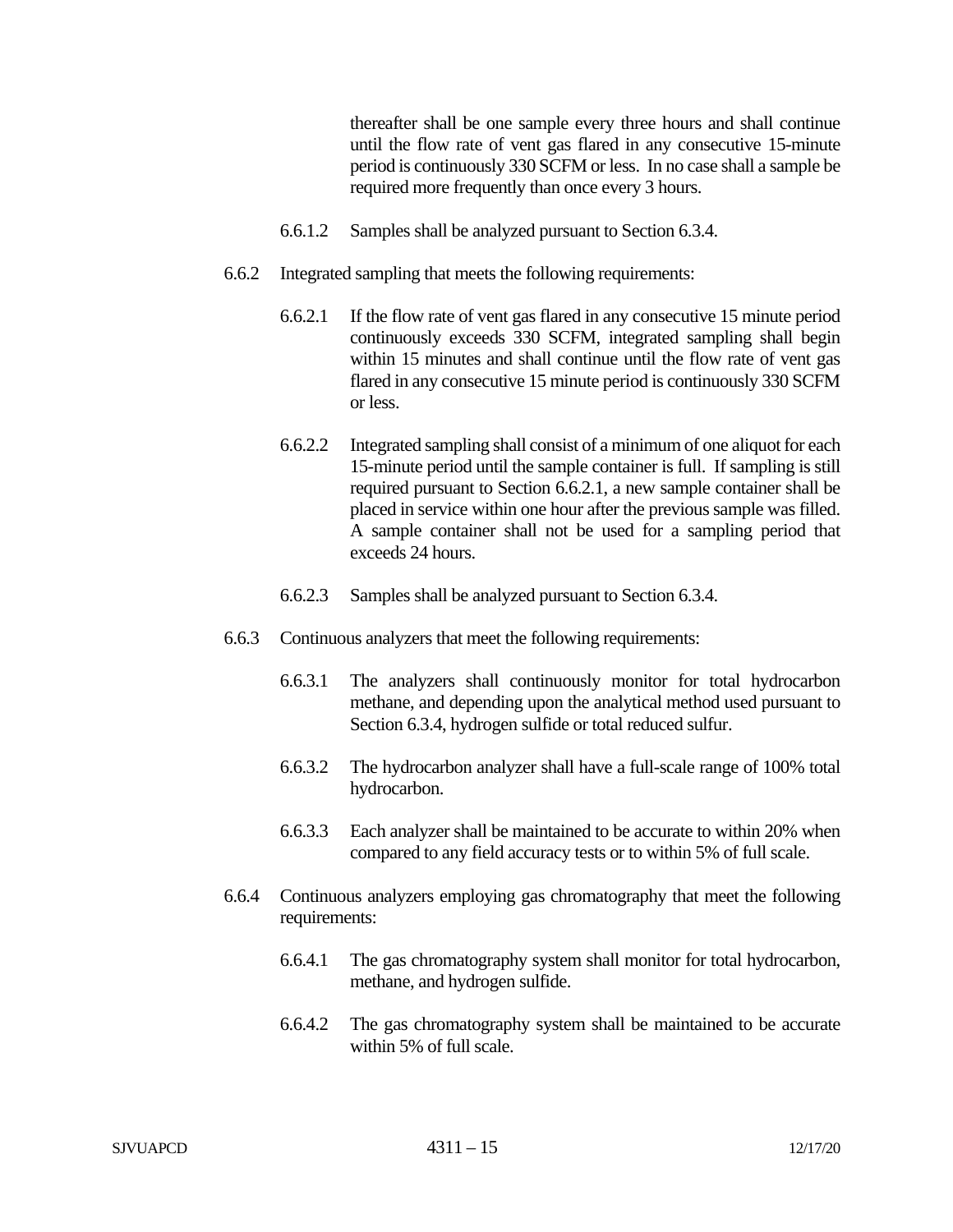thereafter shall be one sample every three hours and shall continue until the flow rate of vent gas flared in any consecutive 15-minute period is continuously 330 SCFM or less. In no case shall a sample be required more frequently than once every 3 hours.

6.6.1.2 Samples shall be analyzed pursuant to Section 6.3.4.

6.6.2 Integrated sampling that meets the following requirements:

6.6.2.1 If the flow rate of vent gas flared in any consecutive 15 minute period continuously exceeds 330 SCFM, integrated sampling shall begin within 15 minutes and shall continue until the flow rate of vent gas flared in any consecutive 15 minute period is continuously 330 SCFM or less.

6.6.2.2 Integrated sampling shall consist of a minimum of one aliquot for each 15-minute period until the sample container is full. If sampling is still required pursuant to Section 6.6.2.1, a new sample container shall be placed in service within one hour after the previous sample was filled. A sample container shall not be used for a sampling period that exceeds 24 hours.

6.6.2.3 Samples shall be analyzed pursuant to Section 6.3.4.

6.6.3 Continuous analyzers that meet the following requirements:

6.6.3.1 The analyzers shall continuously monitor for total hydrocarbon methane, and depending upon the analytical method used pursuant to Section 6.3.4, hydrogen sulfide or total reduced sulfur.

6.6.3.2 The hydrocarbon analyzer shall have a full-scale range of 100% total hydrocarbon.

6.6.3.3 Each analyzer shall be maintained to be accurate to within 20% when compared to any field accuracy tests or to within 5% of full scale.

6.6.4 Continuous analyzers employing gas chromatography that meet the following requirements:

6.6.4.1 The gas chromatography system shall monitor for total hydrocarbon, methane, and hydrogen sulfide.

6.6.4.2 The gas chromatography system shall be maintained to be accurate within 5% of full scale.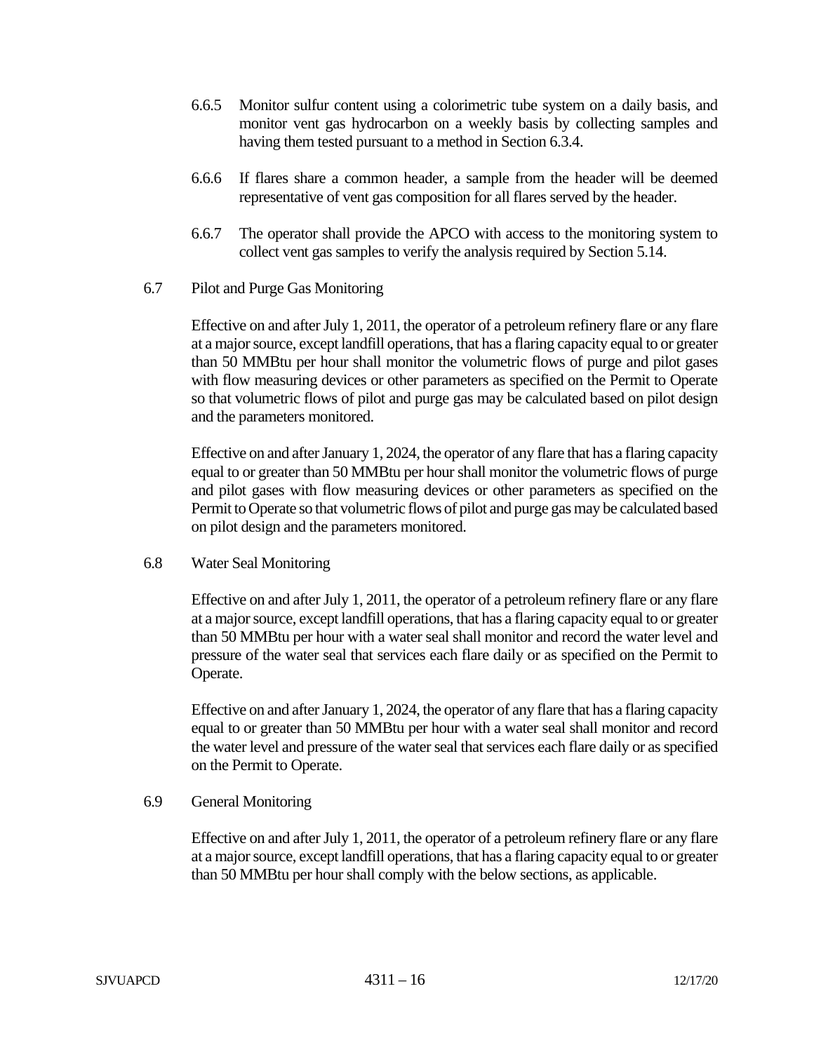6.6.5 Monitor sulfur content using a colorimetric tube system on a daily basis, and monitor vent gas hydrocarbon on a weekly basis by collecting samples and having them tested pursuant to a method in Section 6.3.4.

6.6.6 If flares share a common header, a sample from the header will be deemed representative of vent gas composition for all flares served by the header.

6.6.7 The operator shall provide the APCO with access to the monitoring system to collect vent gas samples to verify the analysis required by Section 5.14.

6.7 Pilot and Purge Gas Monitoring

Effective on and after July 1, 2011, the operator of a petroleum refinery flare or any flare at a major source, except landfill operations, that has a flaring capacity equal to or greater than 50 MMBtu per hour shall monitor the volumetric flows of purge and pilot gases with flow measuring devices or other parameters as specified on the Permit to Operate so that volumetric flows of pilot and purge gas may be calculated based on pilot design and the parameters monitored.

Effective on and after January 1, 2024, the operator of any flare that has a flaring capacity equal to or greater than 50 MMBtu per hour shall monitor the volumetric flows of purge and pilot gases with flow measuring devices or other parameters as specified on the Permit to Operate so that volumetric flows of pilot and purge gas may be calculated based on pilot design and the parameters monitored.

6.8 Water Seal Monitoring

Effective on and after July 1, 2011, the operator of a petroleum refinery flare or any flare at a major source, except landfill operations, that has a flaring capacity equal to or greater than 50 MMBtu per hour with a water seal shall monitor and record the water level and pressure of the water seal that services each flare daily or as specified on the Permit to Operate.

Effective on and after January 1, 2024, the operator of any flare that has a flaring capacity equal to or greater than 50 MMBtu per hour with a water seal shall monitor and record the water level and pressure of the water seal that services each flare daily or as specified on the Permit to Operate.

6.9 General Monitoring

Effective on and after July 1, 2011, the operator of a petroleum refinery flare or any flare at a major source, except landfill operations, that has a flaring capacity equal to or greater than 50 MMBtu per hour shall comply with the below sections, as applicable.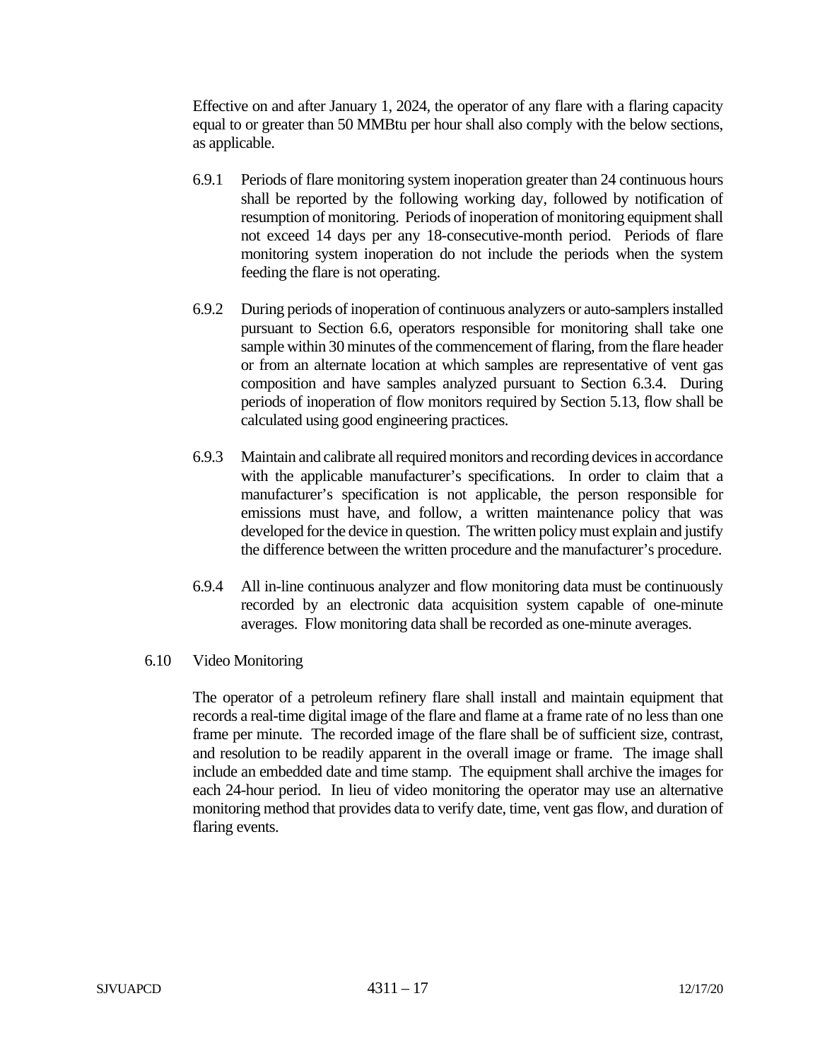Effective on and after January 1, 2024, the operator of any flare with a flaring capacity equal to or greater than 50 MMBtu per hour shall also comply with the below sections, as applicable.

6.9.1 Periods of flare monitoring system inoperation greater than 24 continuous hours shall be reported by the following working day, followed by notification of resumption of monitoring. Periods of inoperation of monitoring equipment shall not exceed 14 days per any 18-consecutive-month period. Periods of flare monitoring system inoperation do not include the periods when the system feeding the flare is not operating.

6.9.2 During periods of inoperation of continuous analyzers or auto-samplers installed pursuant to Section 6.6, operators responsible for monitoring shall take one sample within 30 minutes of the commencement of flaring, from the flare header or from an alternate location at which samples are representative of vent gas composition and have samples analyzed pursuant to Section 6.3.4. During periods of inoperation of flow monitors required by Section 5.13, flow shall be calculated using good engineering practices.

6.9.3 Maintain and calibrate all required monitors and recording devices in accordance with the applicable manufacturer's specifications. In order to claim that a manufacturer's specification is not applicable, the person responsible for emissions must have, and follow, a written maintenance policy that was developed for the device in question. The written policy must explain and justify the difference between the written procedure and the manufacturer's procedure.

6.9.4 All in-line continuous analyzer and flow monitoring data must be continuously recorded by an electronic data acquisition system capable of one-minute averages. Flow monitoring data shall be recorded as one-minute averages.

6.10 Video Monitoring

The operator of a petroleum refinery flare shall install and maintain equipment that records a real-time digital image of the flare and flame at a frame rate of no less than one frame per minute. The recorded image of the flare shall be of sufficient size, contrast, and resolution to be readily apparent in the overall image or frame. The image shall include an embedded date and time stamp. The equipment shall archive the images for each 24-hour period. In lieu of video monitoring the operator may use an alternative monitoring method that provides data to verify date, time, vent gas flow, and duration of flaring events.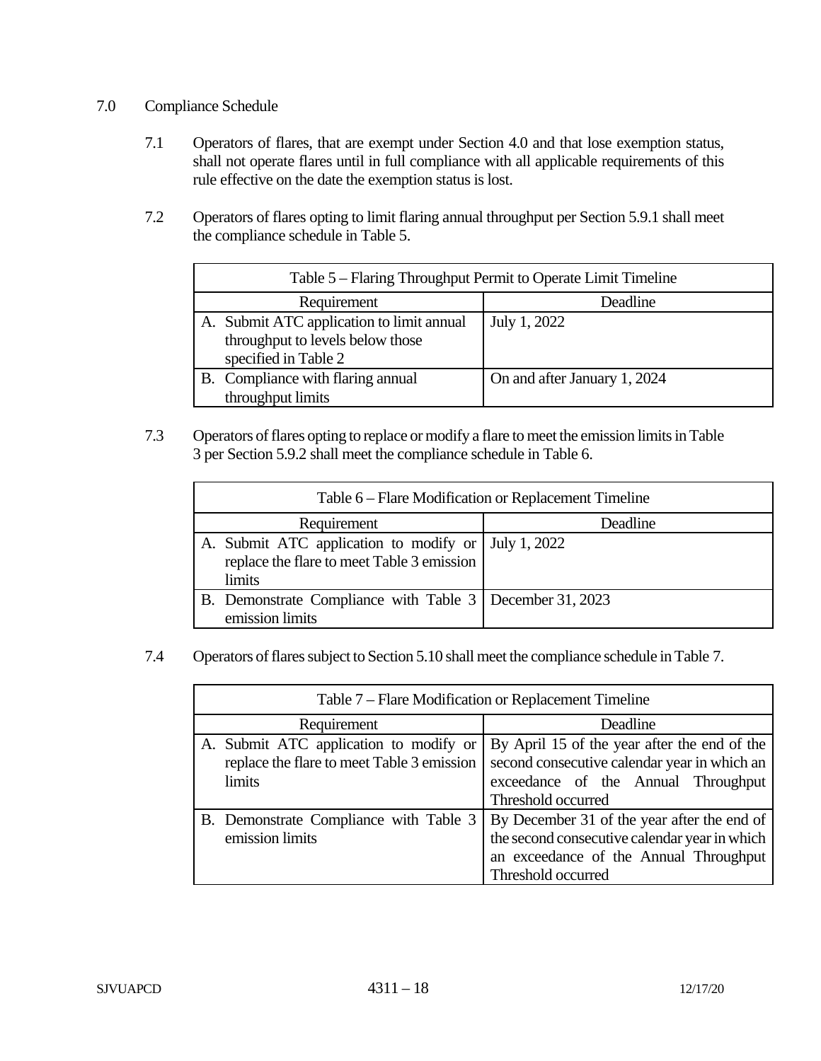## 7.0 Compliance Schedule

7.1 Operators of flares, that are exempt under Section 4.0 and that lose exemption status, shall not operate flares until in full compliance with all applicable requirements of this rule effective on the date the exemption status is lost.

7.2 Operators of flares opting to limit flaring annual throughput per Section 5.9.1 shall meet the compliance schedule in Table 5.

| Table 5 – Flaring Throughput Permit to Operate Limit Timeline | |
|---|---|
| Requirement | Deadline |
| A. Submit ATC application to limit annual throughput to levels below those specified in Table 2 | July 1, 2022 |
| B. Compliance with flaring annual throughput limits | On and after January 1, 2024 |

7.3 Operators of flares opting to replace or modify a flare to meet the emission limits in Table 3 per Section 5.9.2 shall meet the compliance schedule in Table 6.

| Table 6 – Flare Modification or Replacement Timeline | |
|---|---|
| Requirement | Deadline |
| A. Submit ATC application to modify or replace the flare to meet Table 3 emission limits | July 1, 2022 |
| B. Demonstrate Compliance with Table 3 emission limits | December 31, 2023 |

7.4 Operators of flares subject to Section 5.10 shall meet the compliance schedule in Table 7.

| Table 7 – Flare Modification or Replacement Timeline | |
|---|---|
| Requirement | Deadline |
| A. Submit ATC application to modify or replace the flare to meet Table 3 emission limits | By April 15 of the year after the end of the second consecutive calendar year in which an exceedance of the Annual Throughput Threshold occurred |
| B. Demonstrate Compliance with Table 3 emission limits | By December 31 of the year after the end of the second consecutive calendar year in which an exceedance of the Annual Throughput Threshold occurred |